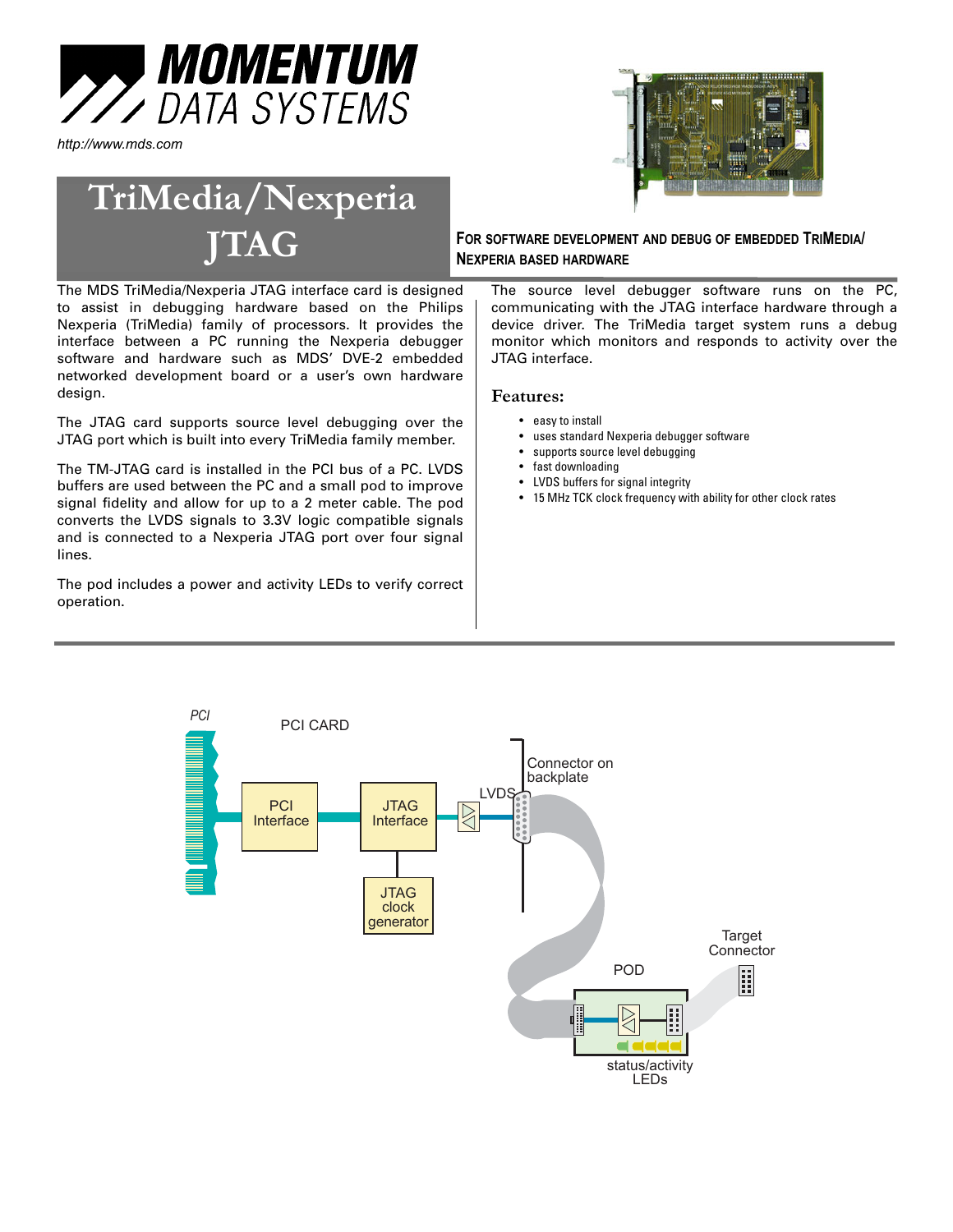# MOMENTUM DATA SYSTEMS

http://www.mds.com

# TriMedia/Nexperia JTAG

**FOR SOFTWARE DEVELOPMENT AND DEBUG OF EMBEDDED TRIMEDIA/NEXPERIA BASED HARDWARE**

The MDS TriMedia/Nexperia JTAG interface card is designed to assist in debugging hardware based on the Philips Nexperia (TriMedia) family of processors. It provides the interface between a PC running the Nexperia debugger software and hardware such as MDS' DVE-2 embedded networked development board or a user's own hardware design.

The JTAG card supports source level debugging over the JTAG port which is built into every TriMedia family member.

The TM-JTAG card is installed in the PCI bus of a PC. LVDS buffers are used between the PC and a small pod to improve signal fidelity and allow for up to a 2 meter cable. The pod converts the LVDS signals to 3.3V logic compatible signals and is connected to a Nexperia JTAG port over four signal lines.

The pod includes a power and activity LEDs to verify correct operation.

The source level debugger software runs on the PC, communicating with the JTAG interface hardware through a device driver. The TriMedia target system runs a debug monitor which monitors and responds to activity over the JTAG interface.

## Features:

- easy to install
- uses standard Nexperia debugger software
- supports source level debugging
- fast downloading
- LVDS buffers for signal integrity
- 15 MHz TCK clock frequency with ability for other clock rates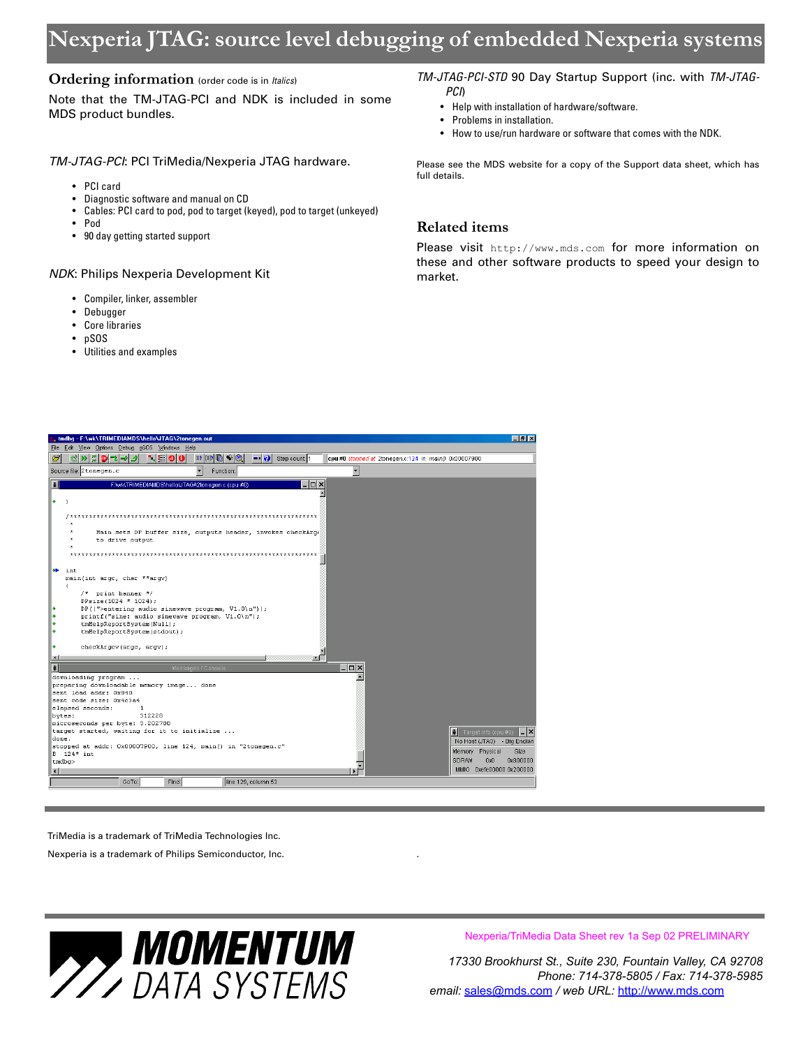## Ordering information (order code is in *Italics*)

Note that the TM-JTAG-PCI and NDK is included in some MDS product bundles.

*TM-JTAG-PCI*: PCI TriMedia/Nexperia JTAG hardware.

- PCI card
- Diagnostic software and manual on CD
- Cables: PCI card to pod, pod to target (keyed), pod to target (unkeyed)
- Pod
- 90 day getting started support

*NDK*: Philips Nexperia Development Kit

- Compiler, linker, assembler
- Debugger
- Core libraries
- pSOS
- Utilities and examples

*TM-JTAG-PCI-STD* 90 Day Startup Support (inc. with *TM-JTAG-PCI*)

- Help with installation of hardware/software.
- Problems in installation.
- How to use/run hardware or software that comes with the NDK.

Please see the MDS website for a copy of the Support data sheet, which has full details.

## Related items

Please visit `http://www.mds.com` for more information on these and other software products to speed your design to market.

TriMedia is a trademark of TriMedia Technologies Inc.

Nexperia is a trademark of Philips Semiconductor, Inc.

MOMENTUM DATA SYSTEMS

Nexperia/TriMedia Data Sheet rev 1a Sep 02 PRELIMINARY

*17330 Brookhurst St., Suite 230, Fountain Valley, CA 92708*
*Phone: 714-378-5805 / Fax: 714-378-5985*
*email: sales@mds.com / web URL: http://www.mds.com*